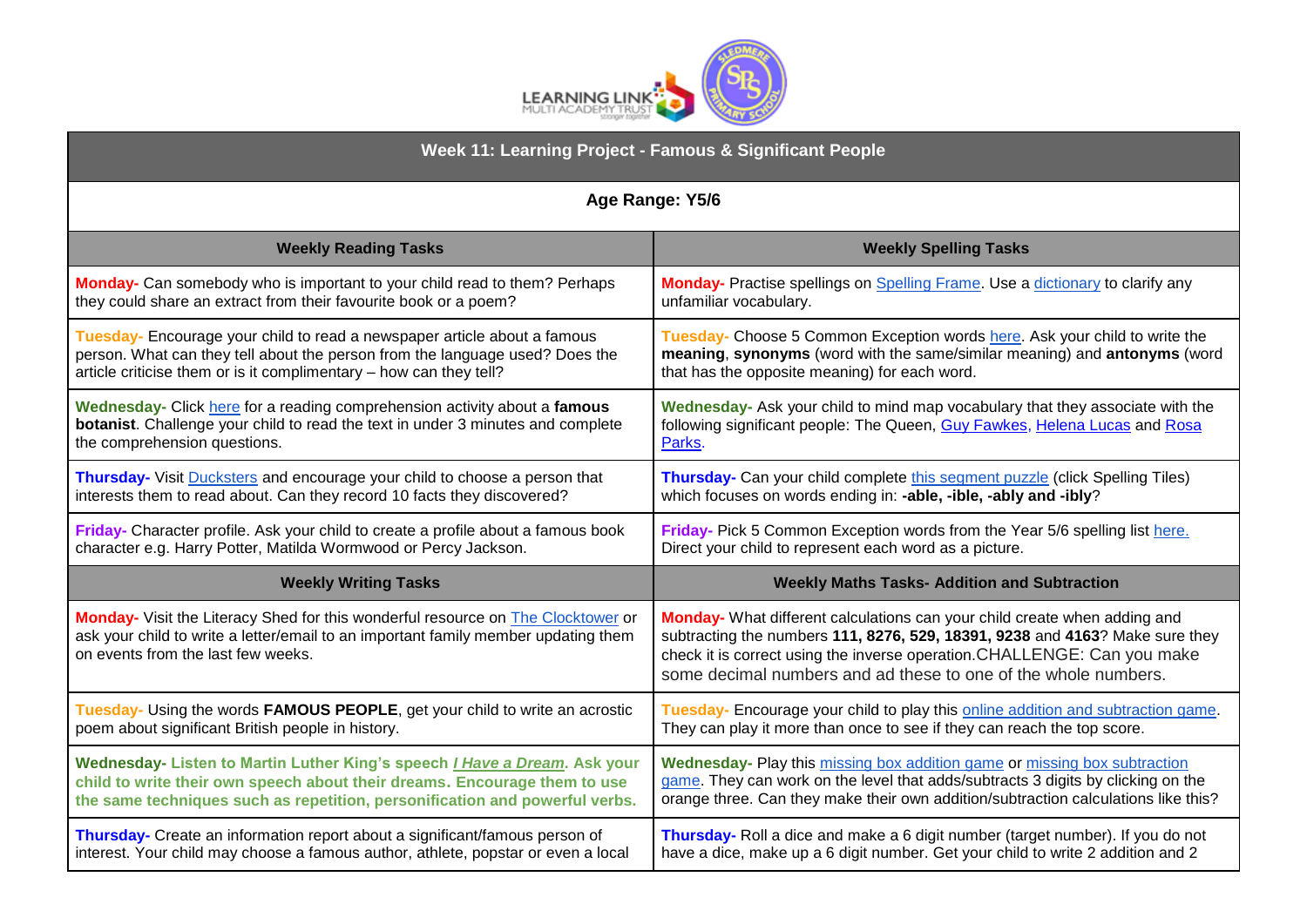# Week 11: Learning Project - Famous & Significant People

**Age Range: Y5/6**

| Weekly Reading Tasks | Weekly Spelling Tasks |
| --- | --- |
| **Monday-** Can somebody who is important to your child read to them? Perhaps they could share an extract from their favourite book or a poem? | **Monday-** Practise spellings on Spelling Frame. Use a dictionary to clarify any unfamiliar vocabulary. |
| **Tuesday-** Encourage your child to read a newspaper article about a famous person. What can they tell about the person from the language used? Does the article criticise them or is it complimentary – how can they tell? | **Tuesday-** Choose 5 Common Exception words here. Ask your child to write the **meaning**, **synonyms** (word with the same/similar meaning) and **antonyms** (word that has the opposite meaning) for each word. |
| **Wednesday-** Click here for a reading comprehension activity about a **famous botanist**. Challenge your child to read the text in under 3 minutes and complete the comprehension questions. | **Wednesday-** Ask your child to mind map vocabulary that they associate with the following significant people: The Queen, Guy Fawkes, Helena Lucas and Rosa Parks. |
| **Thursday-** Visit Ducksters and encourage your child to choose a person that interests them to read about. Can they record 10 facts they discovered? | **Thursday-** Can your child complete this segment puzzle (click Spelling Tiles) which focuses on words ending in: **-able, -ible, -ably and -ibly**? |
| **Friday-** Character profile. Ask your child to create a profile about a famous book character e.g. Harry Potter, Matilda Wormwood or Percy Jackson. | **Friday-** Pick 5 Common Exception words from the Year 5/6 spelling list here. Direct your child to represent each word as a picture. |
| **Weekly Writing Tasks** | **Weekly Maths Tasks- Addition and Subtraction** |
| **Monday-** Visit the Literacy Shed for this wonderful resource on The Clocktower or ask your child to write a letter/email to an important family member updating them on events from the last few weeks. | **Monday-** What different calculations can your child create when adding and subtracting the numbers **111, 8276, 529, 18391, 9238** and **4163**? Make sure they check it is correct using the inverse operation.CHALLENGE: Can you make some decimal numbers and ad these to one of the whole numbers. |
| **Tuesday-** Using the words **FAMOUS PEOPLE**, get your child to write an acrostic poem about significant British people in history. | **Tuesday-** Encourage your child to play this online addition and subtraction game. They can play it more than once to see if they can reach the top score. |
| **Wednesday- Listen to Martin Luther King's speech *I Have a Dream*. Ask your child to write their own speech about their dreams. Encourage them to use the same techniques such as repetition, personification and powerful verbs.** | **Wednesday-** Play this missing box addition game or missing box subtraction game. They can work on the level that adds/subtracts 3 digits by clicking on the orange three. Can they make their own addition/subtraction calculations like this? |
| **Thursday-** Create an information report about a significant/famous person of interest. Your child may choose a famous author, athlete, popstar or even a local | **Thursday-** Roll a dice and make a 6 digit number (target number). If you do not have a dice, make up a 6 digit number. Get your child to write 2 addition and 2 |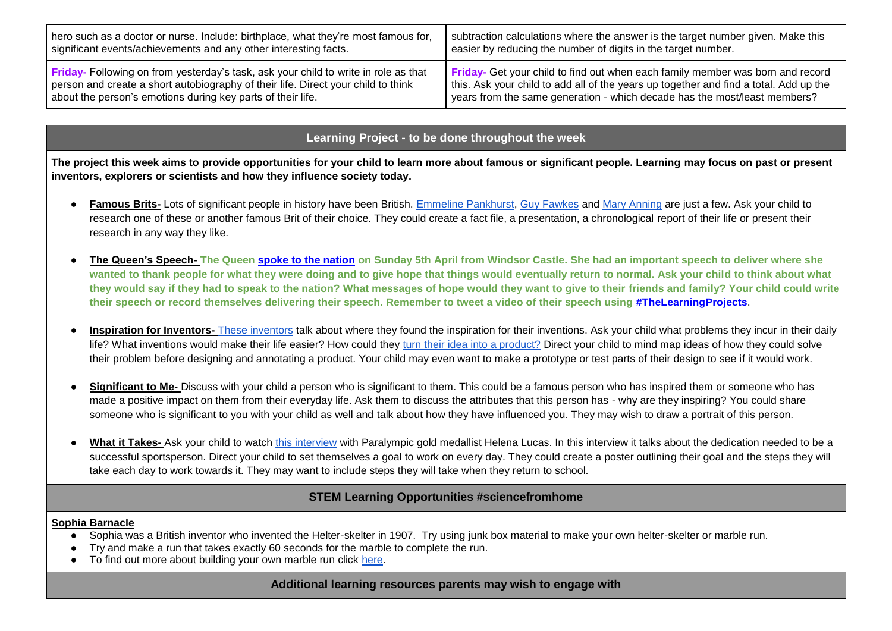| | |
|---|---|
| hero such as a doctor or nurse. Include: birthplace, what they're most famous for, significant events/achievements and any other interesting facts. | subtraction calculations where the answer is the target number given. Make this easier by reducing the number of digits in the target number. |
| **Friday-** Following on from yesterday's task, ask your child to write in role as that person and create a short autobiography of their life. Direct your child to think about the person's emotions during key parts of their life. | **Friday-** Get your child to find out when each family member was born and record this. Ask your child to add all of the years up together and find a total. Add up the years from the same generation - which decade has the most/least members? |

## Learning Project - to be done throughout the week

**The project this week aims to provide opportunities for your child to learn more about famous or significant people. Learning may focus on past or present inventors, explorers or scientists and how they influence society today.**

- **Famous Brits-** Lots of significant people in history have been British. Emmeline Pankhurst, Guy Fawkes and Mary Anning are just a few. Ask your child to research one of these or another famous Brit of their choice. They could create a fact file, a presentation, a chronological report of their life or present their research in any way they like.
- **The Queen's Speech- The Queen spoke to the nation on Sunday 5th April from Windsor Castle. She had an important speech to deliver where she wanted to thank people for what they were doing and to give hope that things would eventually return to normal. Ask your child to think about what they would say if they had to speak to the nation? What messages of hope would they want to give to their friends and family? Your child could write their speech or record themselves delivering their speech. Remember to tweet a video of their speech using #TheLearningProjects**.
- **Inspiration for Inventors-** These inventors talk about where they found the inspiration for their inventions. Ask your child what problems they incur in their daily life? What inventions would make their life easier? How could they turn their idea into a product? Direct your child to mind map ideas of how they could solve their problem before designing and annotating a product. Your child may even want to make a prototype or test parts of their design to see if it would work.
- **Significant to Me-** Discuss with your child a person who is significant to them. This could be a famous person who has inspired them or someone who has made a positive impact on them from their everyday life. Ask them to discuss the attributes that this person has - why are they inspiring? You could share someone who is significant to you with your child as well and talk about how they have influenced you. They may wish to draw a portrait of this person.
- **What it Takes-** Ask your child to watch this interview with Paralympic gold medallist Helena Lucas. In this interview it talks about the dedication needed to be a successful sportsperson. Direct your child to set themselves a goal to work on every day. They could create a poster outlining their goal and the steps they will take each day to work towards it. They may want to include steps they will take when they return to school.

## STEM Learning Opportunities #sciencefromhome

**Sophia Barnacle**

- Sophia was a British inventor who invented the Helter-skelter in 1907. Try using junk box material to make your own helter-skelter or marble run.
- Try and make a run that takes exactly 60 seconds for the marble to complete the run.
- To find out more about building your own marble run click here.

## Additional learning resources parents may wish to engage with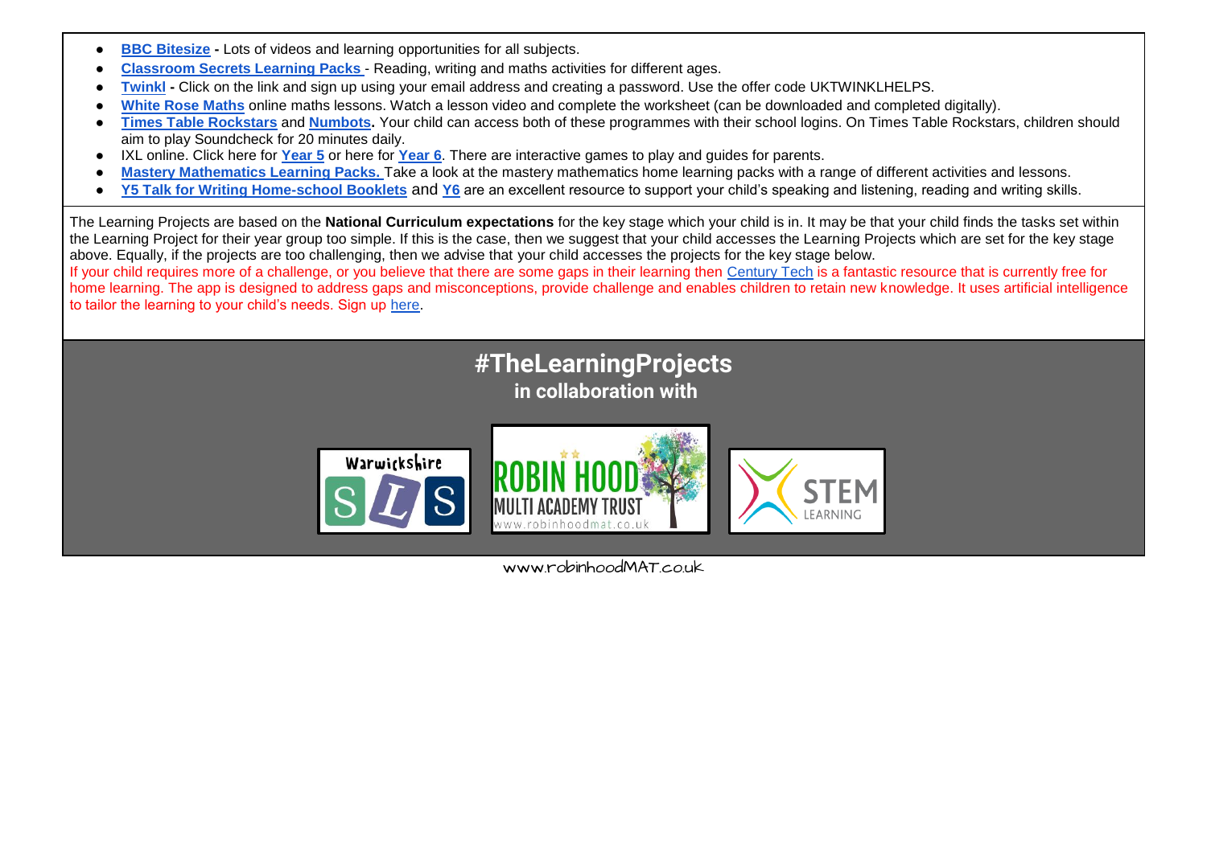- **BBC Bitesize** - Lots of videos and learning opportunities for all subjects.
- **Classroom Secrets Learning Packs** - Reading, writing and maths activities for different ages.
- **Twinkl** - Click on the link and sign up using your email address and creating a password. Use the offer code UKTWINKLHELPS.
- **White Rose Maths** online maths lessons. Watch a lesson video and complete the worksheet (can be downloaded and completed digitally).
- **Times Table Rockstars** and **Numbots.** Your child can access both of these programmes with their school logins. On Times Table Rockstars, children should aim to play Soundcheck for 20 minutes daily.
- IXL online. Click here for **Year 5** or here for **Year 6**. There are interactive games to play and guides for parents.
- **Mastery Mathematics Learning Packs.** Take a look at the mastery mathematics home learning packs with a range of different activities and lessons.
- **Y5 Talk for Writing Home-school Booklets** and **Y6** are an excellent resource to support your child's speaking and listening, reading and writing skills.

The Learning Projects are based on the **National Curriculum expectations** for the key stage which your child is in. It may be that your child finds the tasks set within the Learning Project for their year group too simple. If this is the case, then we suggest that your child accesses the Learning Projects which are set for the key stage above. Equally, if the projects are too challenging, then we advise that your child accesses the projects for the key stage below.

If your child requires more of a challenge, or you believe that there are some gaps in their learning then Century Tech is a fantastic resource that is currently free for home learning. The app is designed to address gaps and misconceptions, provide challenge and enables children to retain new knowledge. It uses artificial intelligence to tailor the learning to your child's needs. Sign up here.

## #TheLearningProjects

**in collaboration with**

Warwickshire SLS

ROBIN HOOD MULTI ACADEMY TRUST www.robinhoodmat.co.uk

STEM LEARNING

www.robinhoodMAT.co.uk